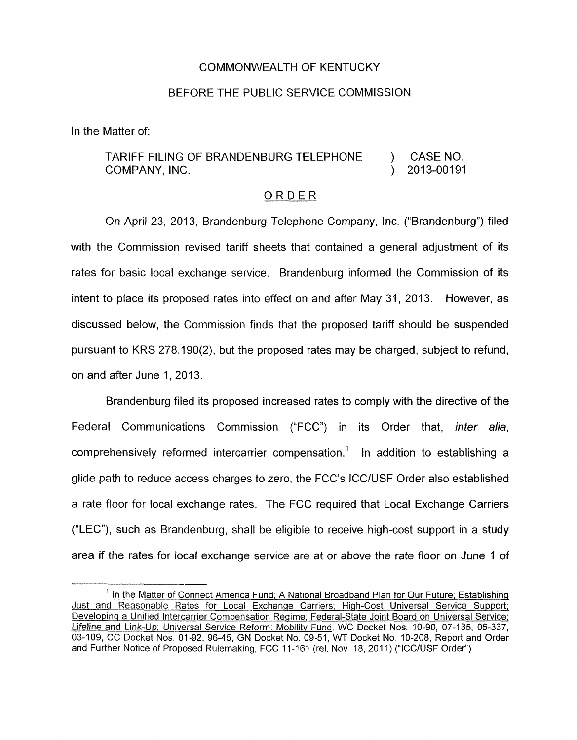COMMONWEALTH OF KENTUCKY

BEFORE THE PUBLIC SERVICE COMMISSION

In the Matter of:

| TARIFF FILING OF BRANDENBURG TELEPHONE COMPANY, INC. | ) | CASE NO. 2013-00191 |
|---|---|---|

ORDER

On April 23, 2013, Brandenburg Telephone Company, Inc. ("Brandenburg") filed with the Commission revised tariff sheets that contained a general adjustment of its rates for basic local exchange service. Brandenburg informed the Commission of its intent to place its proposed rates into effect on and after May 31, 2013. However, as discussed below, the Commission finds that the proposed tariff should be suspended pursuant to KRS 278.190(2), but the proposed rates may be charged, subject to refund, on and after June 1, 2013.

Brandenburg filed its proposed increased rates to comply with the directive of the Federal Communications Commission ("FCC") in its Order that, *inter alia*, comprehensively reformed intercarrier compensation.[1] In addition to establishing a glide path to reduce access charges to zero, the FCC's ICC/USF Order also established a rate floor for local exchange rates. The FCC required that Local Exchange Carriers ("LEC"), such as Brandenburg, shall be eligible to receive high-cost support in a study area if the rates for local exchange service are at or above the rate floor on June 1 of

[1] In the Matter of Connect America Fund; A National Broadband Plan for Our Future; Establishing Just and Reasonable Rates for Local Exchange Carriers; High-Cost Universal Service Support; Developing a Unified Intercarrier Compensation Regime; Federal-State Joint Board on Universal Service; Lifeline and Link-Up; Universal Service Reform: Mobility Fund, WC Docket Nos. 10-90, 07-135, 05-337, 03-109, CC Docket Nos. 01-92, 96-45, GN Docket No. 09-51, WT Docket No. 10-208, Report and Order and Further Notice of Proposed Rulemaking, FCC 11-161 (rel. Nov. 18, 2011) ("ICC/USF Order").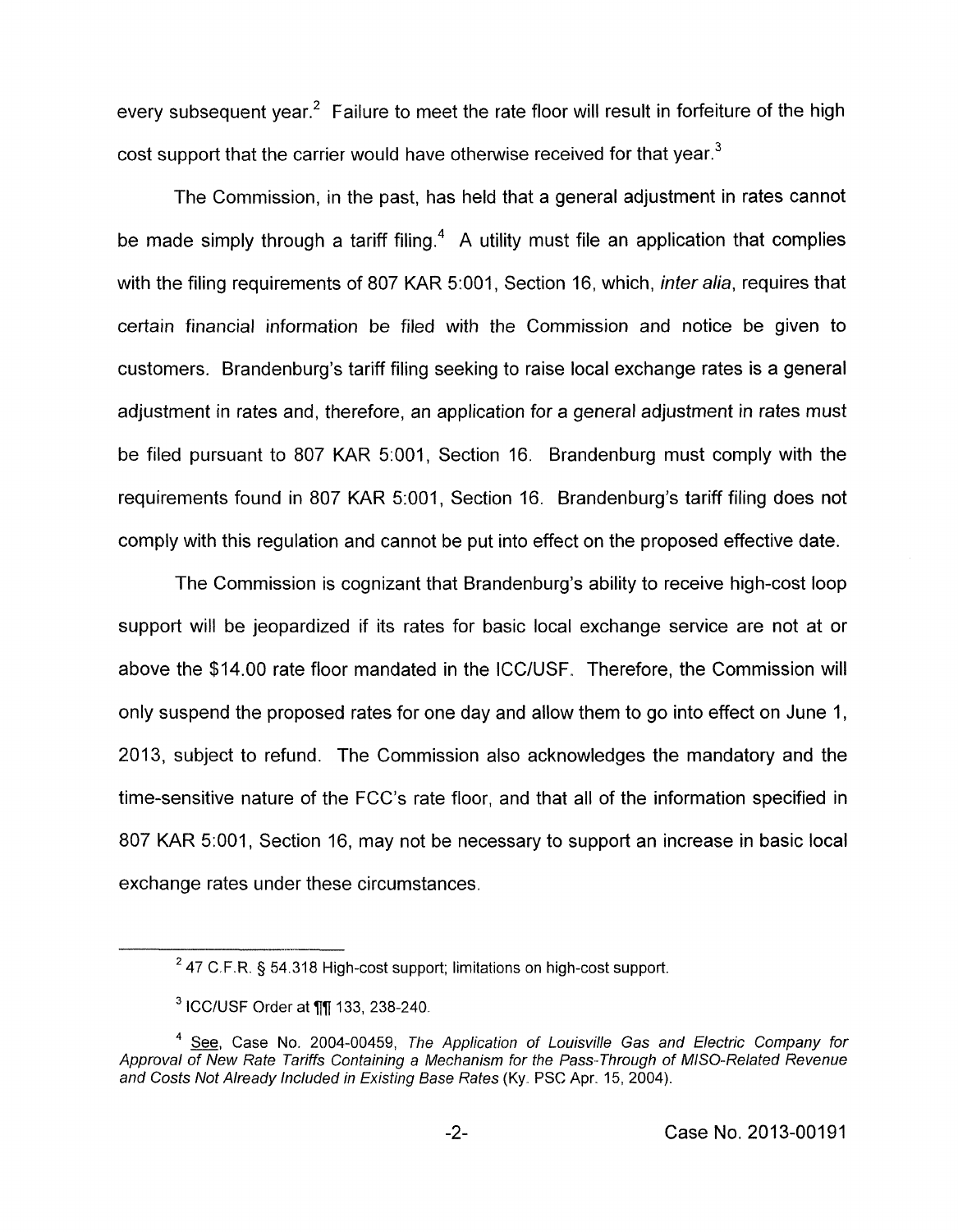every subsequent year.[2] Failure to meet the rate floor will result in forfeiture of the high cost support that the carrier would have otherwise received for that year.[3]

The Commission, in the past, has held that a general adjustment in rates cannot be made simply through a tariff filing.[4] A utility must file an application that complies with the filing requirements of 807 KAR 5:001, Section 16, which, *inter alia*, requires that certain financial information be filed with the Commission and notice be given to customers. Brandenburg's tariff filing seeking to raise local exchange rates is a general adjustment in rates and, therefore, an application for a general adjustment in rates must be filed pursuant to 807 KAR 5:001, Section 16. Brandenburg must comply with the requirements found in 807 KAR 5:001, Section 16. Brandenburg's tariff filing does not comply with this regulation and cannot be put into effect on the proposed effective date.

The Commission is cognizant that Brandenburg's ability to receive high-cost loop support will be jeopardized if its rates for basic local exchange service are not at or above the $14.00 rate floor mandated in the ICC/USF. Therefore, the Commission will only suspend the proposed rates for one day and allow them to go into effect on June 1, 2013, subject to refund. The Commission also acknowledges the mandatory and the time-sensitive nature of the FCC's rate floor, and that all of the information specified in 807 KAR 5:001, Section 16, may not be necessary to support an increase in basic local exchange rates under these circumstances.

---

[2] 47 C.F.R. § 54.318 High-cost support; limitations on high-cost support.

[3] ICC/USF Order at ¶¶ 133, 238-240.

[4] See, Case No. 2004-00459, *The Application of Louisville Gas and Electric Company for Approval of New Rate Tariffs Containing a Mechanism for the Pass-Through of MISO-Related Revenue and Costs Not Already Included in Existing Base Rates* (Ky. PSC Apr. 15, 2004).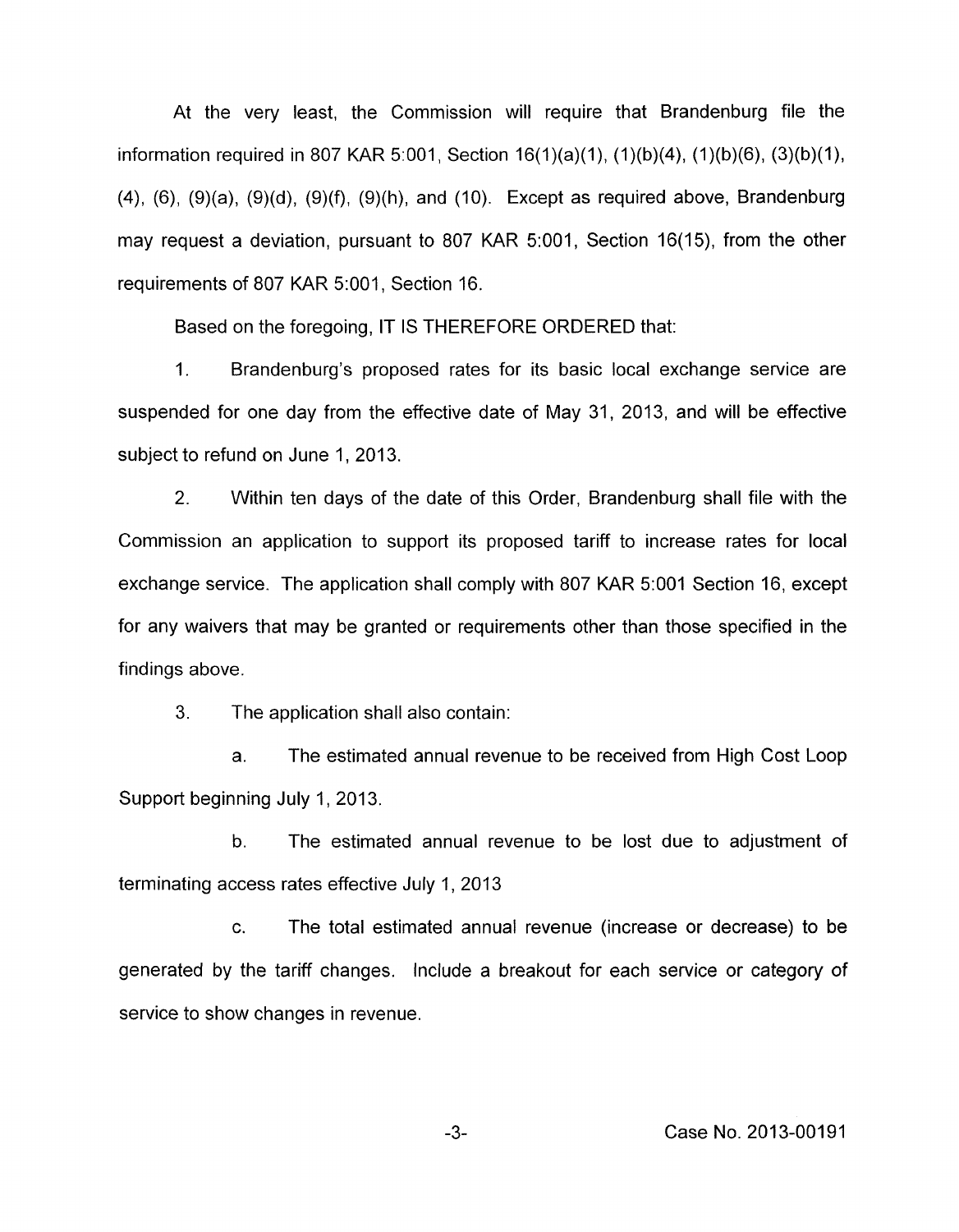At the very least, the Commission will require that Brandenburg file the information required in 807 KAR 5:001, Section 16(1)(a)(1), (1)(b)(4), (1)(b)(6), (3)(b)(1), (4), (6), (9)(a), (9)(d), (9)(f), (9)(h), and (10). Except as required above, Brandenburg may request a deviation, pursuant to 807 KAR 5:001, Section 16(15), from the other requirements of 807 KAR 5:001, Section 16.

Based on the foregoing, IT IS THEREFORE ORDERED that:

1. Brandenburg's proposed rates for its basic local exchange service are suspended for one day from the effective date of May 31, 2013, and will be effective subject to refund on June 1, 2013.

2. Within ten days of the date of this Order, Brandenburg shall file with the Commission an application to support its proposed tariff to increase rates for local exchange service. The application shall comply with 807 KAR 5:001 Section 16, except for any waivers that may be granted or requirements other than those specified in the findings above.

3. The application shall also contain:

a. The estimated annual revenue to be received from High Cost Loop Support beginning July 1, 2013.

b. The estimated annual revenue to be lost due to adjustment of terminating access rates effective July 1, 2013

c. The total estimated annual revenue (increase or decrease) to be generated by the tariff changes. Include a breakout for each service or category of service to show changes in revenue.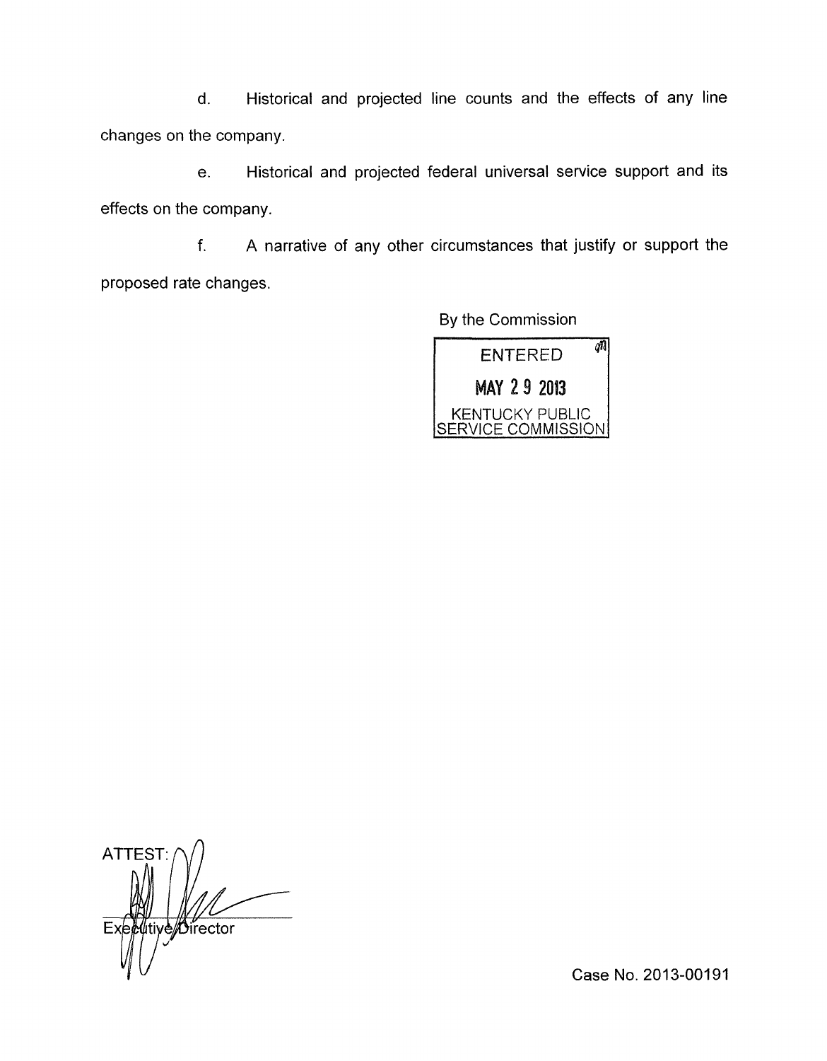d. Historical and projected line counts and the effects of any line changes on the company.

e. Historical and projected federal universal service support and its effects on the company.

f. A narrative of any other circumstances that justify or support the proposed rate changes.

By the Commission

ENTERED
MAY 29 2013
KENTUCKY PUBLIC SERVICE COMMISSION

ATTEST:

Executive Director

Case No. 2013-00191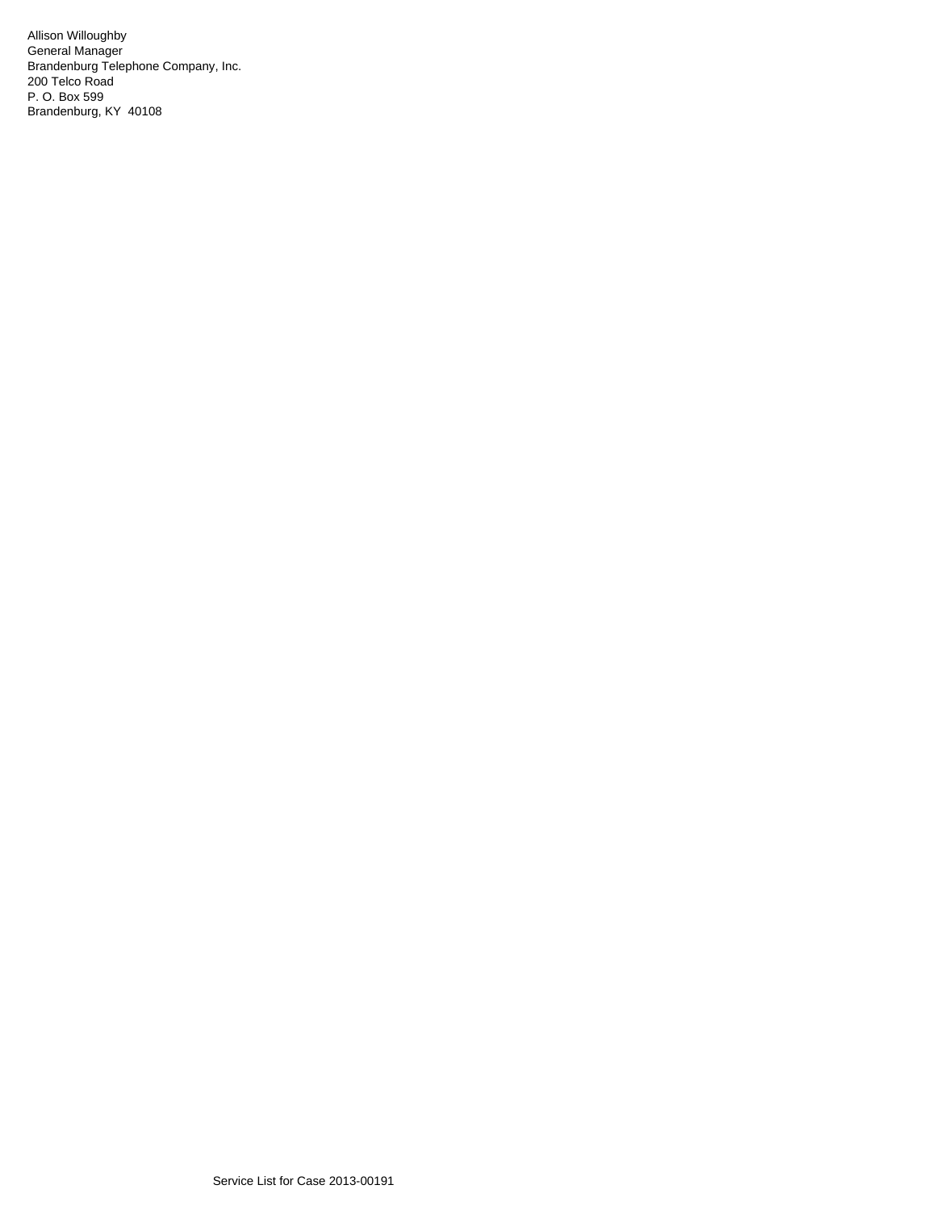Allison Willoughby
General Manager
Brandenburg Telephone Company, Inc.
200 Telco Road
P. O. Box 599
Brandenburg, KY  40108